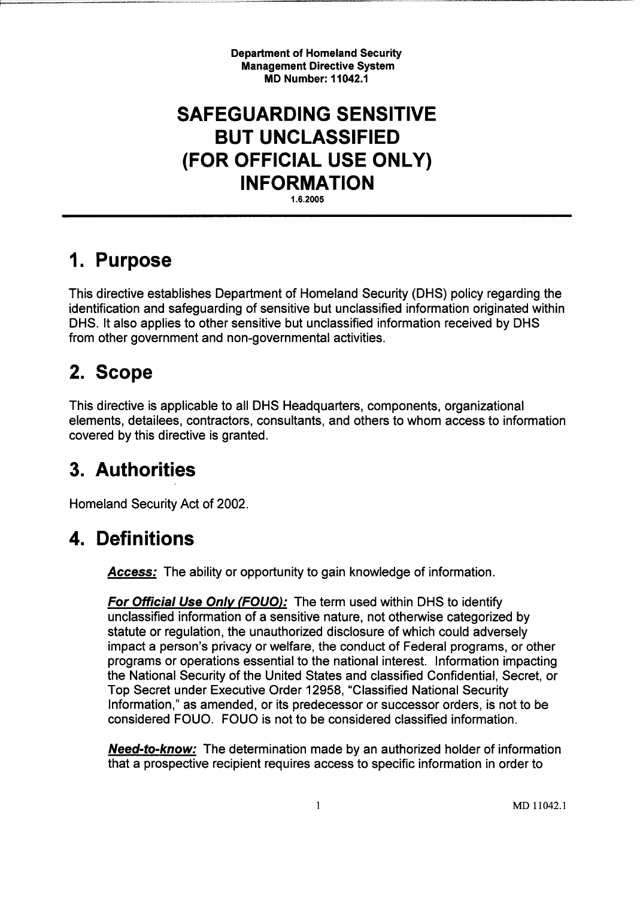**Department of Homeland Security**
**Management Directive System**
**MD Number: 11042.1**

# SAFEGUARDING SENSITIVE BUT UNCLASSIFIED (FOR OFFICIAL USE ONLY) INFORMATION

1.6.2005

## 1. Purpose

This directive establishes Department of Homeland Security (DHS) policy regarding the identification and safeguarding of sensitive but unclassified information originated within DHS. It also applies to other sensitive but unclassified information received by DHS from other government and non-governmental activities.

## 2. Scope

This directive is applicable to all DHS Headquarters, components, organizational elements, detailees, contractors, consultants, and others to whom access to information covered by this directive is granted.

## 3. Authorities

Homeland Security Act of 2002.

## 4. Definitions

***Access:*** The ability or opportunity to gain knowledge of information.

***For Official Use Only (FOUO):*** The term used within DHS to identify unclassified information of a sensitive nature, not otherwise categorized by statute or regulation, the unauthorized disclosure of which could adversely impact a person's privacy or welfare, the conduct of Federal programs, or other programs or operations essential to the national interest. Information impacting the National Security of the United States and classified Confidential, Secret, or Top Secret under Executive Order 12958, "Classified National Security Information," as amended, or its predecessor or successor orders, is not to be considered FOUO. FOUO is not to be considered classified information.

***Need-to-know:*** The determination made by an authorized holder of information that a prospective recipient requires access to specific information in order to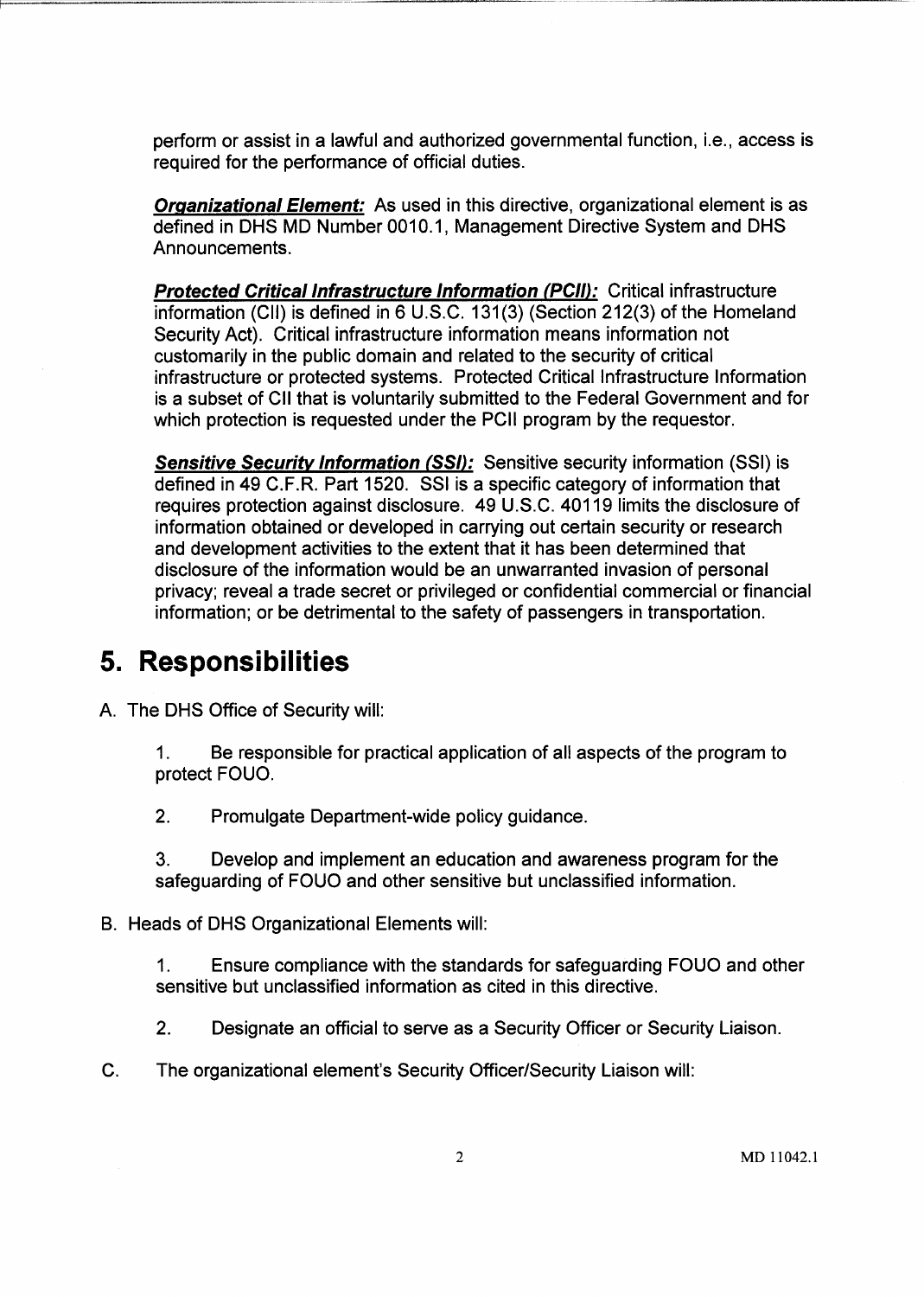perform or assist in a lawful and authorized governmental function, i.e., access is required for the performance of official duties.

***Organizational Element:*** As used in this directive, organizational element is as defined in DHS MD Number 0010.1, Management Directive System and DHS Announcements.

***Protected Critical Infrastructure Information (PCII):*** Critical infrastructure information (CII) is defined in 6 U.S.C. 131(3) (Section 212(3) of the Homeland Security Act). Critical infrastructure information means information not customarily in the public domain and related to the security of critical infrastructure or protected systems. Protected Critical Infrastructure Information is a subset of CII that is voluntarily submitted to the Federal Government and for which protection is requested under the PCII program by the requestor.

***Sensitive Security Information (SSI):*** Sensitive security information (SSI) is defined in 49 C.F.R. Part 1520. SSI is a specific category of information that requires protection against disclosure. 49 U.S.C. 40119 limits the disclosure of information obtained or developed in carrying out certain security or research and development activities to the extent that it has been determined that disclosure of the information would be an unwarranted invasion of personal privacy; reveal a trade secret or privileged or confidential commercial or financial information; or be detrimental to the safety of passengers in transportation.

# 5. Responsibilities

A. The DHS Office of Security will:

1. Be responsible for practical application of all aspects of the program to protect FOUO.

2. Promulgate Department-wide policy guidance.

3. Develop and implement an education and awareness program for the safeguarding of FOUO and other sensitive but unclassified information.

B. Heads of DHS Organizational Elements will:

1. Ensure compliance with the standards for safeguarding FOUO and other sensitive but unclassified information as cited in this directive.

2. Designate an official to serve as a Security Officer or Security Liaison.

C. The organizational element's Security Officer/Security Liaison will: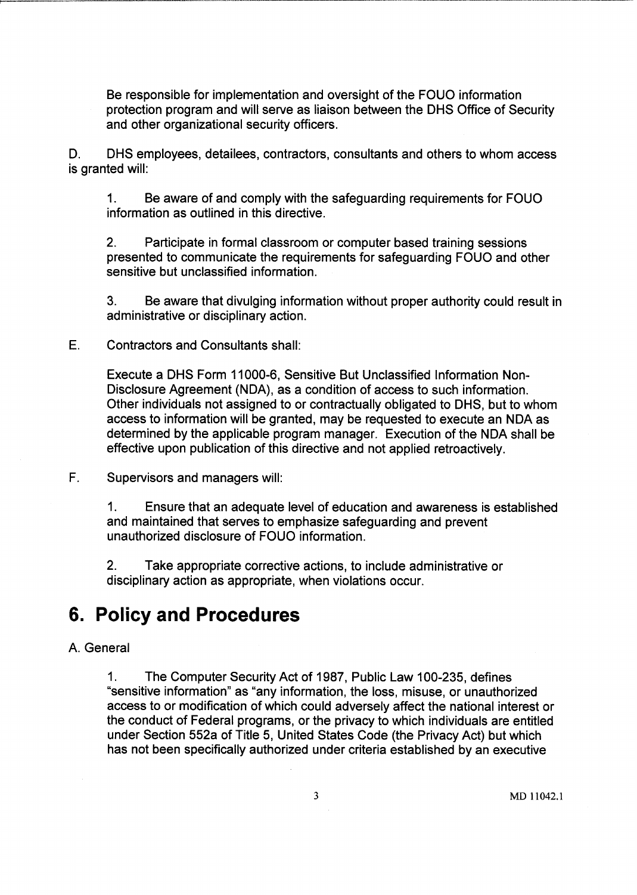Be responsible for implementation and oversight of the FOUO information protection program and will serve as liaison between the DHS Office of Security and other organizational security officers.

D. DHS employees, detailees, contractors, consultants and others to whom access is granted will:

1. Be aware of and comply with the safeguarding requirements for FOUO information as outlined in this directive.

2. Participate in formal classroom or computer based training sessions presented to communicate the requirements for safeguarding FOUO and other sensitive but unclassified information.

3. Be aware that divulging information without proper authority could result in administrative or disciplinary action.

E. Contractors and Consultants shall:

Execute a DHS Form 11000-6, Sensitive But Unclassified Information Non-Disclosure Agreement (NDA), as a condition of access to such information. Other individuals not assigned to or contractually obligated to DHS, but to whom access to information will be granted, may be requested to execute an NDA as determined by the applicable program manager. Execution of the NDA shall be effective upon publication of this directive and not applied retroactively.

F. Supervisors and managers will:

1. Ensure that an adequate level of education and awareness is established and maintained that serves to emphasize safeguarding and prevent unauthorized disclosure of FOUO information.

2. Take appropriate corrective actions, to include administrative or disciplinary action as appropriate, when violations occur.

# 6. Policy and Procedures

A. General

1. The Computer Security Act of 1987, Public Law 100-235, defines "sensitive information" as "any information, the loss, misuse, or unauthorized access to or modification of which could adversely affect the national interest or the conduct of Federal programs, or the privacy to which individuals are entitled under Section 552a of Title 5, United States Code (the Privacy Act) but which has not been specifically authorized under criteria established by an executive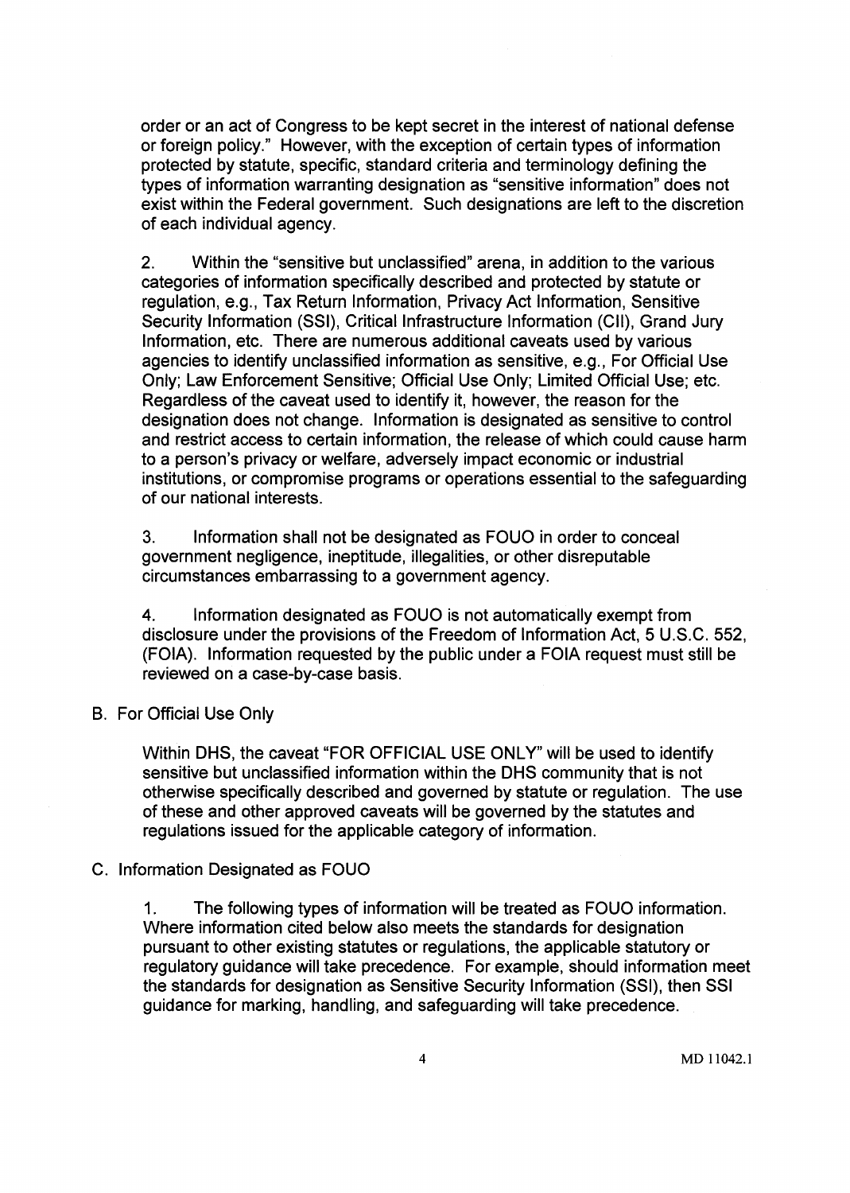order or an act of Congress to be kept secret in the interest of national defense or foreign policy." However, with the exception of certain types of information protected by statute, specific, standard criteria and terminology defining the types of information warranting designation as "sensitive information" does not exist within the Federal government. Such designations are left to the discretion of each individual agency.

2. Within the "sensitive but unclassified" arena, in addition to the various categories of information specifically described and protected by statute or regulation, e.g., Tax Return Information, Privacy Act Information, Sensitive Security Information (SSI), Critical Infrastructure Information (CII), Grand Jury Information, etc. There are numerous additional caveats used by various agencies to identify unclassified information as sensitive, e.g., For Official Use Only; Law Enforcement Sensitive; Official Use Only; Limited Official Use; etc. Regardless of the caveat used to identify it, however, the reason for the designation does not change. Information is designated as sensitive to control and restrict access to certain information, the release of which could cause harm to a person's privacy or welfare, adversely impact economic or industrial institutions, or compromise programs or operations essential to the safeguarding of our national interests.

3. Information shall not be designated as FOUO in order to conceal government negligence, ineptitude, illegalities, or other disreputable circumstances embarrassing to a government agency.

4. Information designated as FOUO is not automatically exempt from disclosure under the provisions of the Freedom of Information Act, 5 U.S.C. 552, (FOIA). Information requested by the public under a FOIA request must still be reviewed on a case-by-case basis.

B. For Official Use Only

Within DHS, the caveat "FOR OFFICIAL USE ONLY" will be used to identify sensitive but unclassified information within the DHS community that is not otherwise specifically described and governed by statute or regulation. The use of these and other approved caveats will be governed by the statutes and regulations issued for the applicable category of information.

C. Information Designated as FOUO

1. The following types of information will be treated as FOUO information. Where information cited below also meets the standards for designation pursuant to other existing statutes or regulations, the applicable statutory or regulatory guidance will take precedence. For example, should information meet the standards for designation as Sensitive Security Information (SSI), then SSI guidance for marking, handling, and safeguarding will take precedence.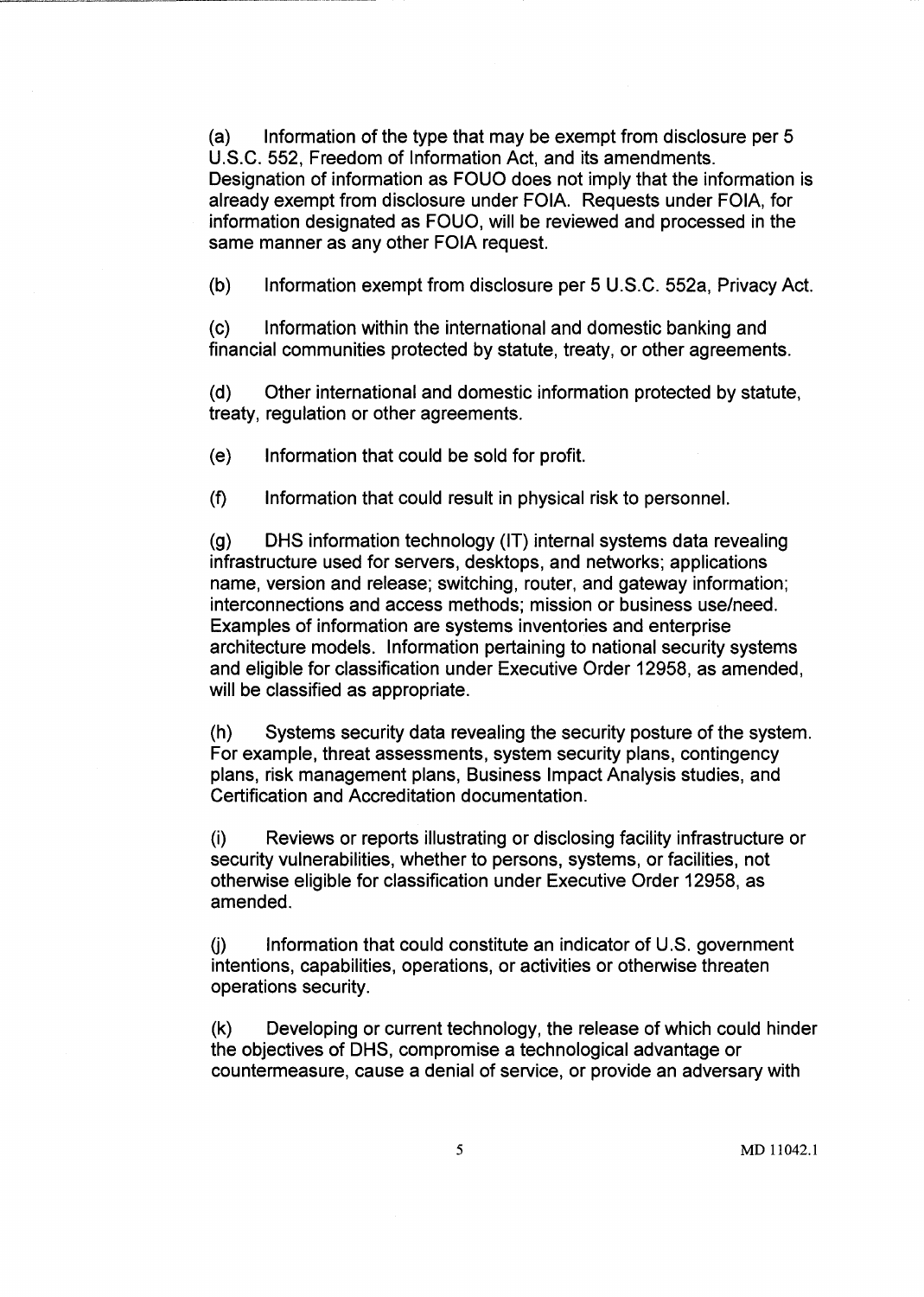(a) Information of the type that may be exempt from disclosure per 5 U.S.C. 552, Freedom of Information Act, and its amendments. Designation of information as FOUO does not imply that the information is already exempt from disclosure under FOIA. Requests under FOIA, for information designated as FOUO, will be reviewed and processed in the same manner as any other FOIA request.

(b) Information exempt from disclosure per 5 U.S.C. 552a, Privacy Act.

(c) Information within the international and domestic banking and financial communities protected by statute, treaty, or other agreements.

(d) Other international and domestic information protected by statute, treaty, regulation or other agreements.

(e) Information that could be sold for profit.

(f) Information that could result in physical risk to personnel.

(g) DHS information technology (IT) internal systems data revealing infrastructure used for servers, desktops, and networks; applications name, version and release; switching, router, and gateway information; interconnections and access methods; mission or business use/need. Examples of information are systems inventories and enterprise architecture models. Information pertaining to national security systems and eligible for classification under Executive Order 12958, as amended, will be classified as appropriate.

(h) Systems security data revealing the security posture of the system. For example, threat assessments, system security plans, contingency plans, risk management plans, Business Impact Analysis studies, and Certification and Accreditation documentation.

(i) Reviews or reports illustrating or disclosing facility infrastructure or security vulnerabilities, whether to persons, systems, or facilities, not otherwise eligible for classification under Executive Order 12958, as amended.

(j) Information that could constitute an indicator of U.S. government intentions, capabilities, operations, or activities or otherwise threaten operations security.

(k) Developing or current technology, the release of which could hinder the objectives of DHS, compromise a technological advantage or countermeasure, cause a denial of service, or provide an adversary with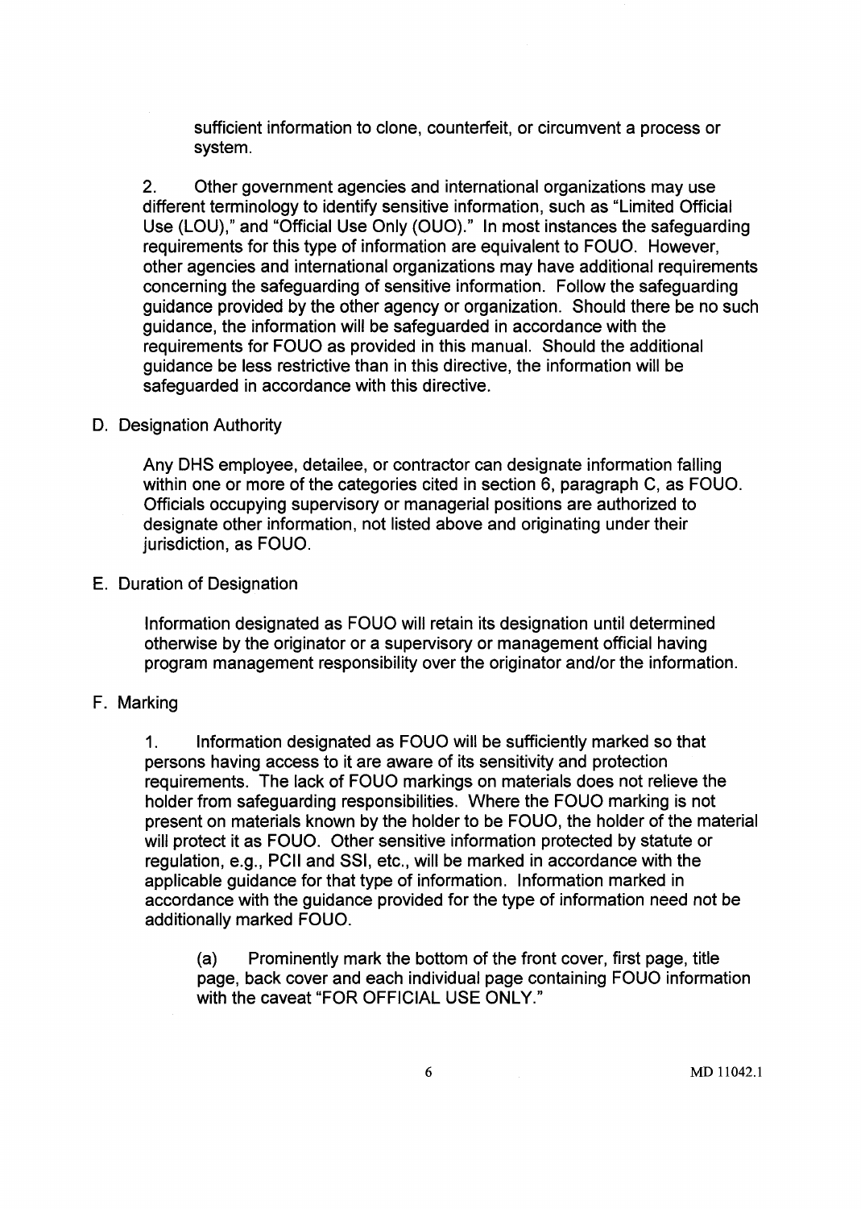sufficient information to clone, counterfeit, or circumvent a process or system.

2. Other government agencies and international organizations may use different terminology to identify sensitive information, such as "Limited Official Use (LOU)," and "Official Use Only (OUO)." In most instances the safeguarding requirements for this type of information are equivalent to FOUO. However, other agencies and international organizations may have additional requirements concerning the safeguarding of sensitive information. Follow the safeguarding guidance provided by the other agency or organization. Should there be no such guidance, the information will be safeguarded in accordance with the requirements for FOUO as provided in this manual. Should the additional guidance be less restrictive than in this directive, the information will be safeguarded in accordance with this directive.

D. Designation Authority

Any DHS employee, detailee, or contractor can designate information falling within one or more of the categories cited in section 6, paragraph C, as FOUO. Officials occupying supervisory or managerial positions are authorized to designate other information, not listed above and originating under their jurisdiction, as FOUO.

E. Duration of Designation

Information designated as FOUO will retain its designation until determined otherwise by the originator or a supervisory or management official having program management responsibility over the originator and/or the information.

F. Marking

1. Information designated as FOUO will be sufficiently marked so that persons having access to it are aware of its sensitivity and protection requirements. The lack of FOUO markings on materials does not relieve the holder from safeguarding responsibilities. Where the FOUO marking is not present on materials known by the holder to be FOUO, the holder of the material will protect it as FOUO. Other sensitive information protected by statute or regulation, e.g., PCII and SSI, etc., will be marked in accordance with the applicable guidance for that type of information. Information marked in accordance with the guidance provided for the type of information need not be additionally marked FOUO.

(a) Prominently mark the bottom of the front cover, first page, title page, back cover and each individual page containing FOUO information with the caveat "FOR OFFICIAL USE ONLY."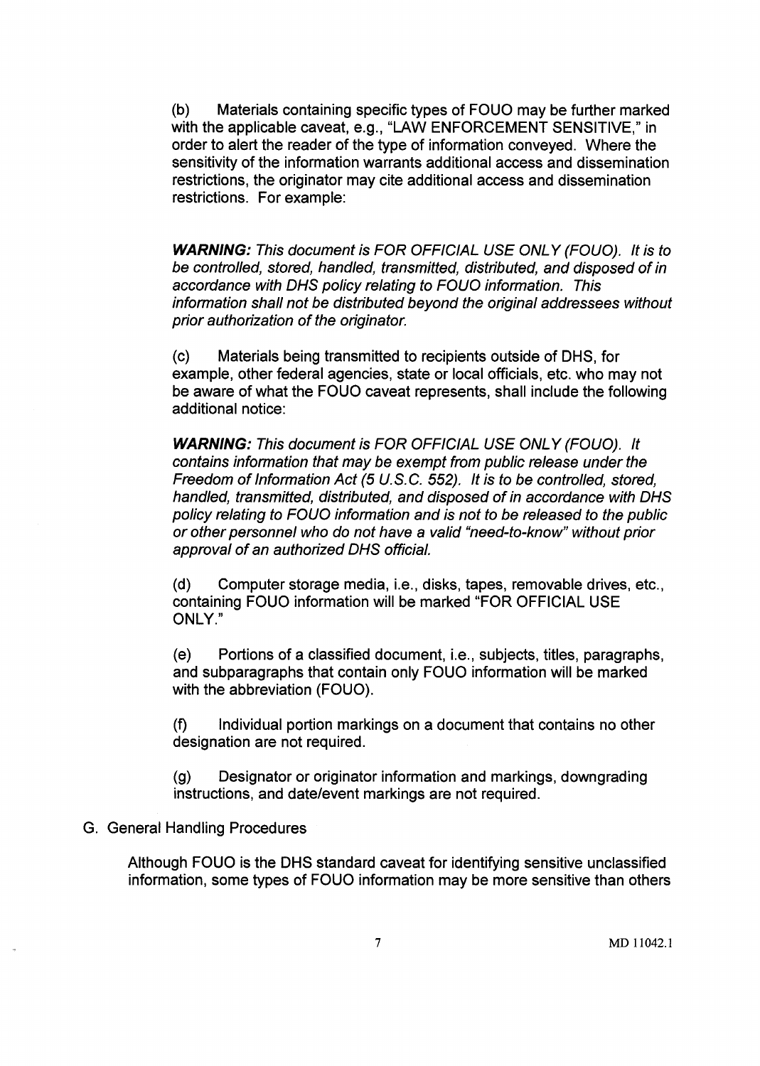(b) Materials containing specific types of FOUO may be further marked with the applicable caveat, e.g., "LAW ENFORCEMENT SENSITIVE," in order to alert the reader of the type of information conveyed. Where the sensitivity of the information warrants additional access and dissemination restrictions, the originator may cite additional access and dissemination restrictions. For example:

***WARNING:*** *This document is FOR OFFICIAL USE ONLY (FOUO). It is to be controlled, stored, handled, transmitted, distributed, and disposed of in accordance with DHS policy relating to FOUO information. This information shall not be distributed beyond the original addressees without prior authorization of the originator.*

(c) Materials being transmitted to recipients outside of DHS, for example, other federal agencies, state or local officials, etc. who may not be aware of what the FOUO caveat represents, shall include the following additional notice:

***WARNING:*** *This document is FOR OFFICIAL USE ONLY (FOUO). It contains information that may be exempt from public release under the Freedom of Information Act (5 U.S.C. 552). It is to be controlled, stored, handled, transmitted, distributed, and disposed of in accordance with DHS policy relating to FOUO information and is not to be released to the public or other personnel who do not have a valid "need-to-know" without prior approval of an authorized DHS official.*

(d) Computer storage media, i.e., disks, tapes, removable drives, etc., containing FOUO information will be marked "FOR OFFICIAL USE ONLY."

(e) Portions of a classified document, i.e., subjects, titles, paragraphs, and subparagraphs that contain only FOUO information will be marked with the abbreviation (FOUO).

(f) Individual portion markings on a document that contains no other designation are not required.

(g) Designator or originator information and markings, downgrading instructions, and date/event markings are not required.

G. General Handling Procedures

Although FOUO is the DHS standard caveat for identifying sensitive unclassified information, some types of FOUO information may be more sensitive than others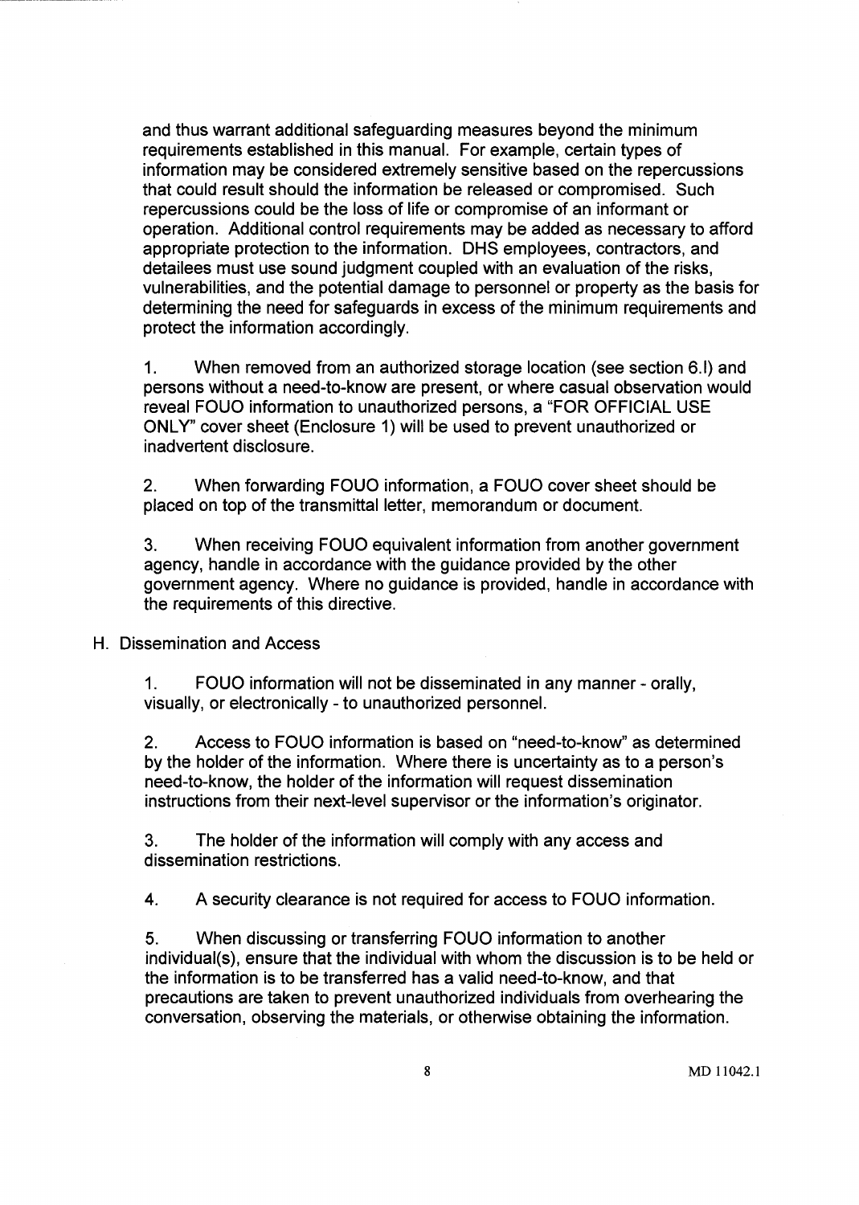and thus warrant additional safeguarding measures beyond the minimum requirements established in this manual. For example, certain types of information may be considered extremely sensitive based on the repercussions that could result should the information be released or compromised. Such repercussions could be the loss of life or compromise of an informant or operation. Additional control requirements may be added as necessary to afford appropriate protection to the information. DHS employees, contractors, and detailees must use sound judgment coupled with an evaluation of the risks, vulnerabilities, and the potential damage to personnel or property as the basis for determining the need for safeguards in excess of the minimum requirements and protect the information accordingly.

1. When removed from an authorized storage location (see section 6.I) and persons without a need-to-know are present, or where casual observation would reveal FOUO information to unauthorized persons, a "FOR OFFICIAL USE ONLY" cover sheet (Enclosure 1) will be used to prevent unauthorized or inadvertent disclosure.

2. When forwarding FOUO information, a FOUO cover sheet should be placed on top of the transmittal letter, memorandum or document.

3. When receiving FOUO equivalent information from another government agency, handle in accordance with the guidance provided by the other government agency. Where no guidance is provided, handle in accordance with the requirements of this directive.

H. Dissemination and Access

1. FOUO information will not be disseminated in any manner - orally, visually, or electronically - to unauthorized personnel.

2. Access to FOUO information is based on "need-to-know" as determined by the holder of the information. Where there is uncertainty as to a person's need-to-know, the holder of the information will request dissemination instructions from their next-level supervisor or the information's originator.

3. The holder of the information will comply with any access and dissemination restrictions.

4. A security clearance is not required for access to FOUO information.

5. When discussing or transferring FOUO information to another individual(s), ensure that the individual with whom the discussion is to be held or the information is to be transferred has a valid need-to-know, and that precautions are taken to prevent unauthorized individuals from overhearing the conversation, observing the materials, or otherwise obtaining the information.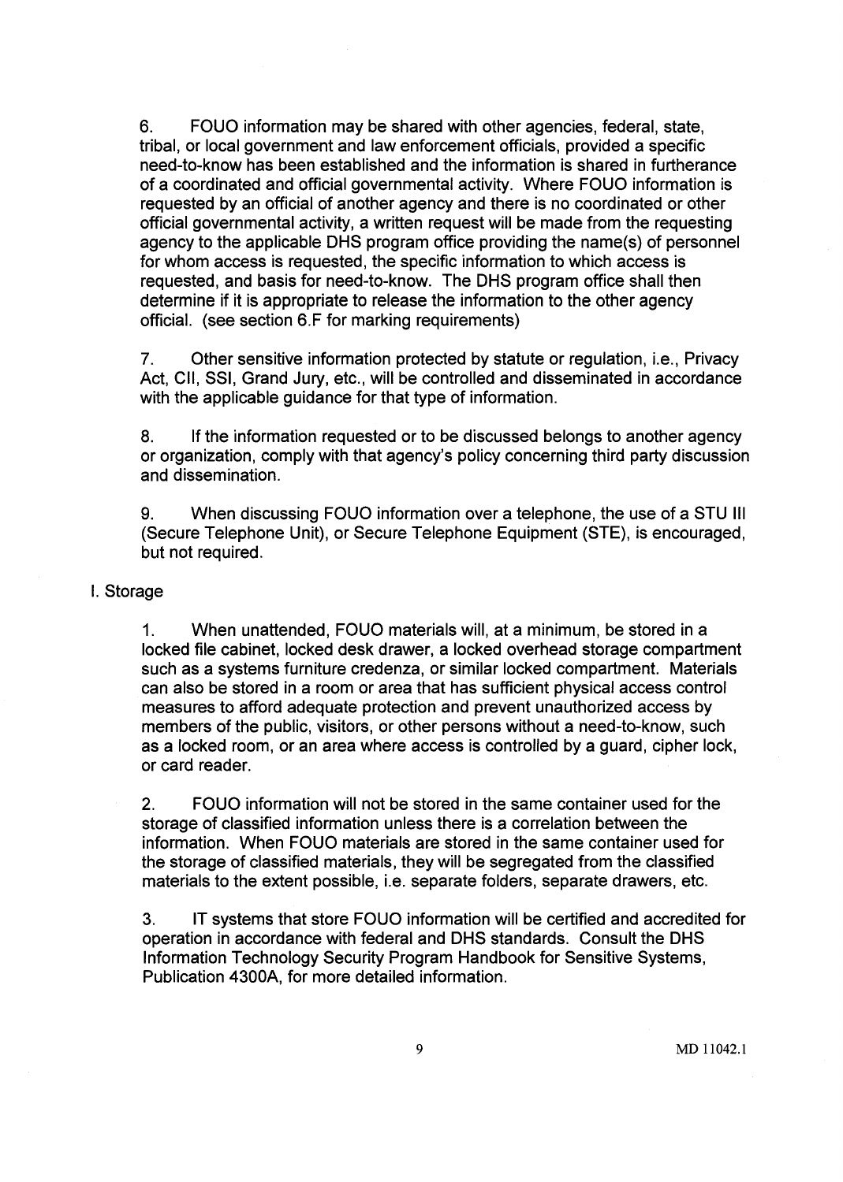6. FOUO information may be shared with other agencies, federal, state, tribal, or local government and law enforcement officials, provided a specific need-to-know has been established and the information is shared in furtherance of a coordinated and official governmental activity. Where FOUO information is requested by an official of another agency and there is no coordinated or other official governmental activity, a written request will be made from the requesting agency to the applicable DHS program office providing the name(s) of personnel for whom access is requested, the specific information to which access is requested, and basis for need-to-know. The DHS program office shall then determine if it is appropriate to release the information to the other agency official. (see section 6.F for marking requirements)

7. Other sensitive information protected by statute or regulation, i.e., Privacy Act, CII, SSI, Grand Jury, etc., will be controlled and disseminated in accordance with the applicable guidance for that type of information.

8. If the information requested or to be discussed belongs to another agency or organization, comply with that agency's policy concerning third party discussion and dissemination.

9. When discussing FOUO information over a telephone, the use of a STU III (Secure Telephone Unit), or Secure Telephone Equipment (STE), is encouraged, but not required.

I. Storage

1. When unattended, FOUO materials will, at a minimum, be stored in a locked file cabinet, locked desk drawer, a locked overhead storage compartment such as a systems furniture credenza, or similar locked compartment. Materials can also be stored in a room or area that has sufficient physical access control measures to afford adequate protection and prevent unauthorized access by members of the public, visitors, or other persons without a need-to-know, such as a locked room, or an area where access is controlled by a guard, cipher lock, or card reader.

2. FOUO information will not be stored in the same container used for the storage of classified information unless there is a correlation between the information. When FOUO materials are stored in the same container used for the storage of classified materials, they will be segregated from the classified materials to the extent possible, i.e. separate folders, separate drawers, etc.

3. IT systems that store FOUO information will be certified and accredited for operation in accordance with federal and DHS standards. Consult the DHS Information Technology Security Program Handbook for Sensitive Systems, Publication 4300A, for more detailed information.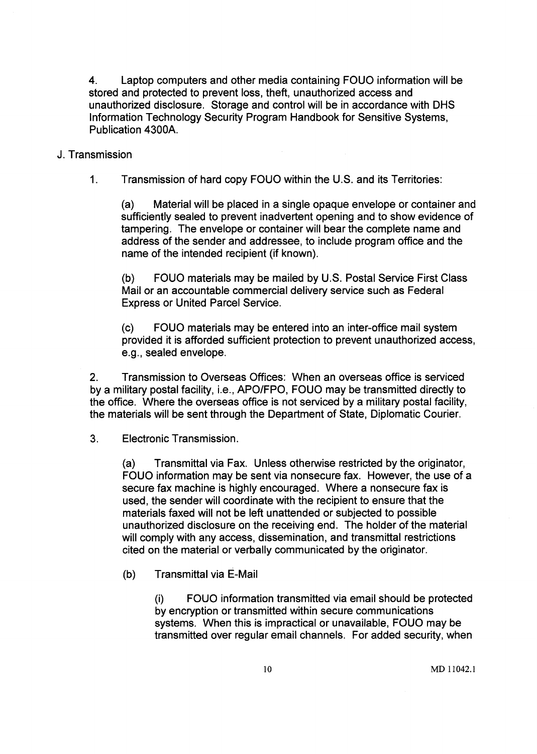4. Laptop computers and other media containing FOUO information will be stored and protected to prevent loss, theft, unauthorized access and unauthorized disclosure. Storage and control will be in accordance with DHS Information Technology Security Program Handbook for Sensitive Systems, Publication 4300A.

J. Transmission

1. Transmission of hard copy FOUO within the U.S. and its Territories:

(a) Material will be placed in a single opaque envelope or container and sufficiently sealed to prevent inadvertent opening and to show evidence of tampering. The envelope or container will bear the complete name and address of the sender and addressee, to include program office and the name of the intended recipient (if known).

(b) FOUO materials may be mailed by U.S. Postal Service First Class Mail or an accountable commercial delivery service such as Federal Express or United Parcel Service.

(c) FOUO materials may be entered into an inter-office mail system provided it is afforded sufficient protection to prevent unauthorized access, e.g., sealed envelope.

2. Transmission to Overseas Offices: When an overseas office is serviced by a military postal facility, i.e., APO/FPO, FOUO may be transmitted directly to the office. Where the overseas office is not serviced by a military postal facility, the materials will be sent through the Department of State, Diplomatic Courier.

3. Electronic Transmission.

(a) Transmittal via Fax. Unless otherwise restricted by the originator, FOUO information may be sent via nonsecure fax. However, the use of a secure fax machine is highly encouraged. Where a nonsecure fax is used, the sender will coordinate with the recipient to ensure that the materials faxed will not be left unattended or subjected to possible unauthorized disclosure on the receiving end. The holder of the material will comply with any access, dissemination, and transmittal restrictions cited on the material or verbally communicated by the originator.

(b) Transmittal via E-Mail

(i) FOUO information transmitted via email should be protected by encryption or transmitted within secure communications systems. When this is impractical or unavailable, FOUO may be transmitted over regular email channels. For added security, when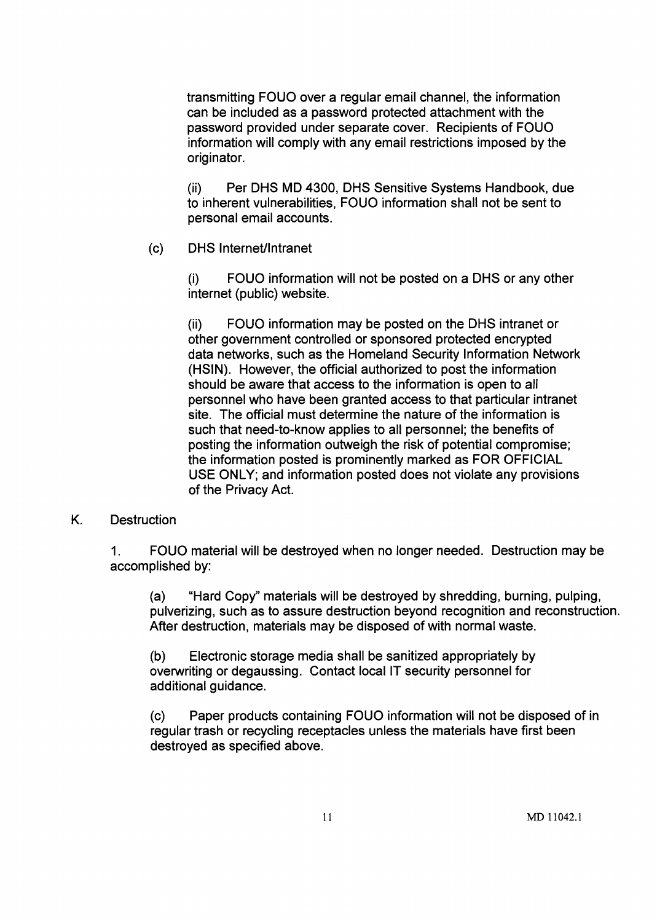transmitting FOUO over a regular email channel, the information can be included as a password protected attachment with the password provided under separate cover. Recipients of FOUO information will comply with any email restrictions imposed by the originator.

(ii) Per DHS MD 4300, DHS Sensitive Systems Handbook, due to inherent vulnerabilities, FOUO information shall not be sent to personal email accounts.

(c) DHS Internet/Intranet

(i) FOUO information will not be posted on a DHS or any other internet (public) website.

(ii) FOUO information may be posted on the DHS intranet or other government controlled or sponsored protected encrypted data networks, such as the Homeland Security Information Network (HSIN). However, the official authorized to post the information should be aware that access to the information is open to all personnel who have been granted access to that particular intranet site. The official must determine the nature of the information is such that need-to-know applies to all personnel; the benefits of posting the information outweigh the risk of potential compromise; the information posted is prominently marked as FOR OFFICIAL USE ONLY; and information posted does not violate any provisions of the Privacy Act.

K. Destruction

1. FOUO material will be destroyed when no longer needed. Destruction may be accomplished by:

(a) "Hard Copy" materials will be destroyed by shredding, burning, pulping, pulverizing, such as to assure destruction beyond recognition and reconstruction. After destruction, materials may be disposed of with normal waste.

(b) Electronic storage media shall be sanitized appropriately by overwriting or degaussing. Contact local IT security personnel for additional guidance.

(c) Paper products containing FOUO information will not be disposed of in regular trash or recycling receptacles unless the materials have first been destroyed as specified above.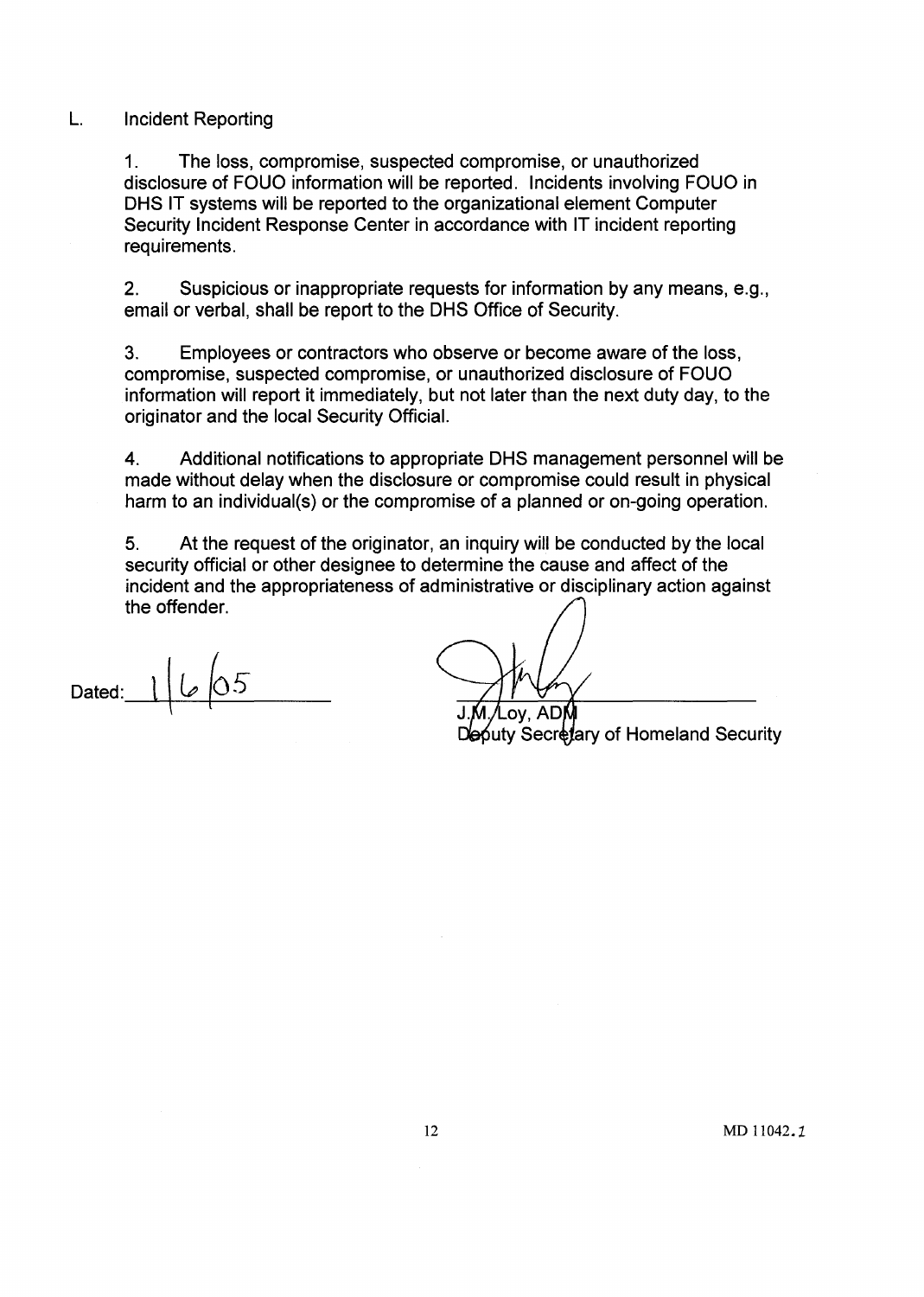## L. Incident Reporting

1. The loss, compromise, suspected compromise, or unauthorized disclosure of FOUO information will be reported. Incidents involving FOUO in DHS IT systems will be reported to the organizational element Computer Security Incident Response Center in accordance with IT incident reporting requirements.

2. Suspicious or inappropriate requests for information by any means, e.g., email or verbal, shall be report to the DHS Office of Security.

3. Employees or contractors who observe or become aware of the loss, compromise, suspected compromise, or unauthorized disclosure of FOUO information will report it immediately, but not later than the next duty day, to the originator and the local Security Official.

4. Additional notifications to appropriate DHS management personnel will be made without delay when the disclosure or compromise could result in physical harm to an individual(s) or the compromise of a planned or on-going operation.

5. At the request of the originator, an inquiry will be conducted by the local security official or other designee to determine the cause and affect of the incident and the appropriateness of administrative or disciplinary action against the offender.

Dated: 1/6/05

J.M. Loy, ADM
Deputy Secretary of Homeland Security

MD 11042.1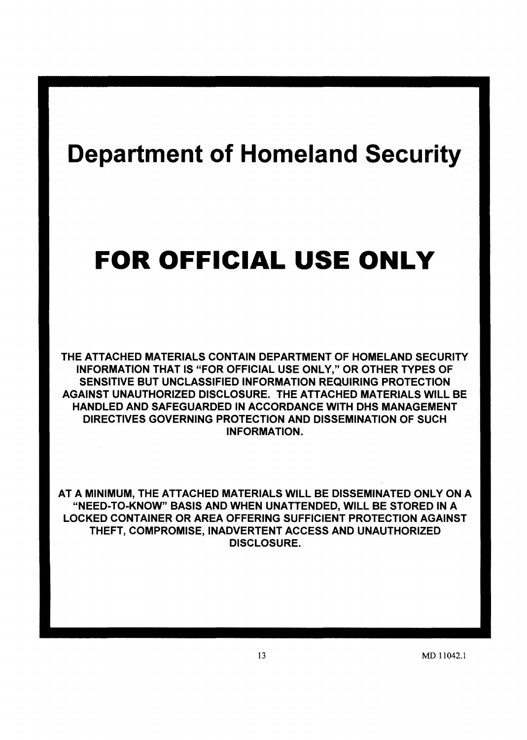# Department of Homeland Security

# FOR OFFICIAL USE ONLY

**THE ATTACHED MATERIALS CONTAIN DEPARTMENT OF HOMELAND SECURITY INFORMATION THAT IS "FOR OFFICIAL USE ONLY," OR OTHER TYPES OF SENSITIVE BUT UNCLASSIFIED INFORMATION REQUIRING PROTECTION AGAINST UNAUTHORIZED DISCLOSURE. THE ATTACHED MATERIALS WILL BE HANDLED AND SAFEGUARDED IN ACCORDANCE WITH DHS MANAGEMENT DIRECTIVES GOVERNING PROTECTION AND DISSEMINATION OF SUCH INFORMATION.**

**AT A MINIMUM, THE ATTACHED MATERIALS WILL BE DISSEMINATED ONLY ON A "NEED-TO-KNOW" BASIS AND WHEN UNATTENDED, WILL BE STORED IN A LOCKED CONTAINER OR AREA OFFERING SUFFICIENT PROTECTION AGAINST THEFT, COMPROMISE, INADVERTENT ACCESS AND UNAUTHORIZED DISCLOSURE.**